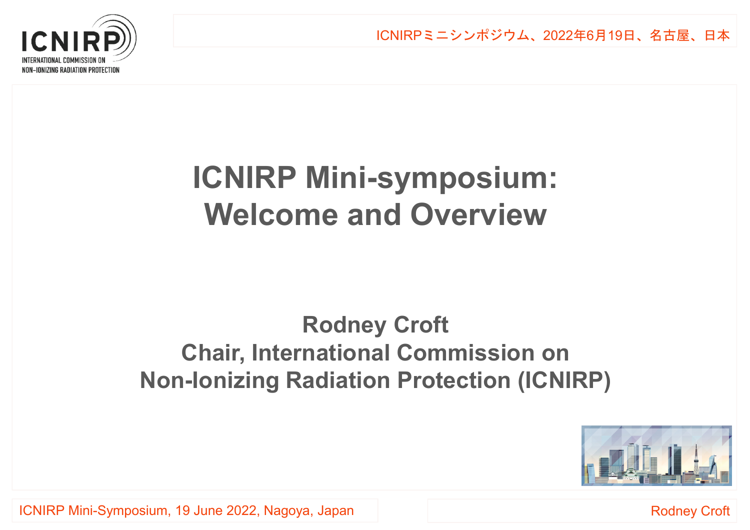# ICNIRP Mini-symposium: Welcome and Overview

**Rodney Croft**
**Chair, International Commission on Non-Ionizing Radiation Protection (ICNIRP)**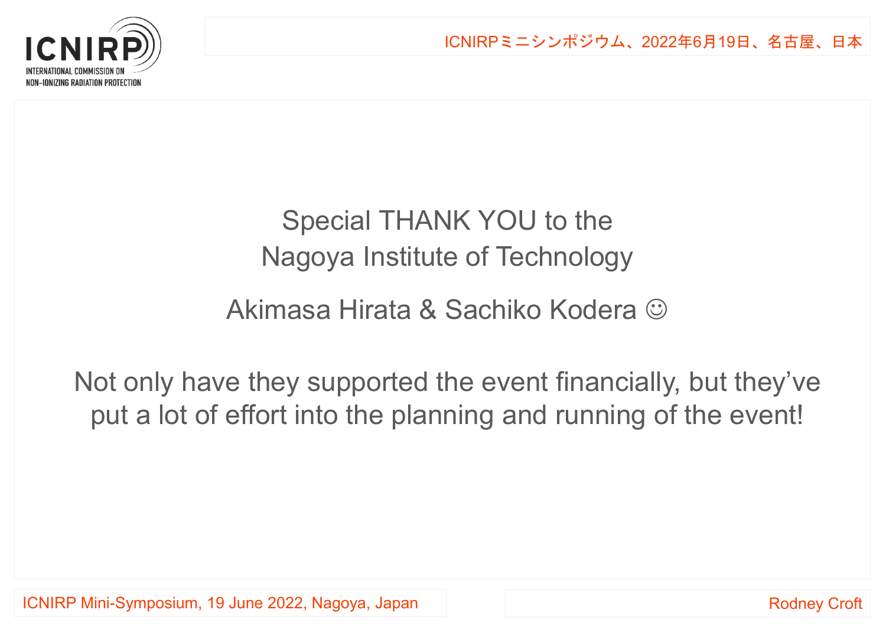Special THANK YOU to the
Nagoya Institute of Technology

Akimasa Hirata & Sachiko Kodera ☺

Not only have they supported the event financially, but they've put a lot of effort into the planning and running of the event!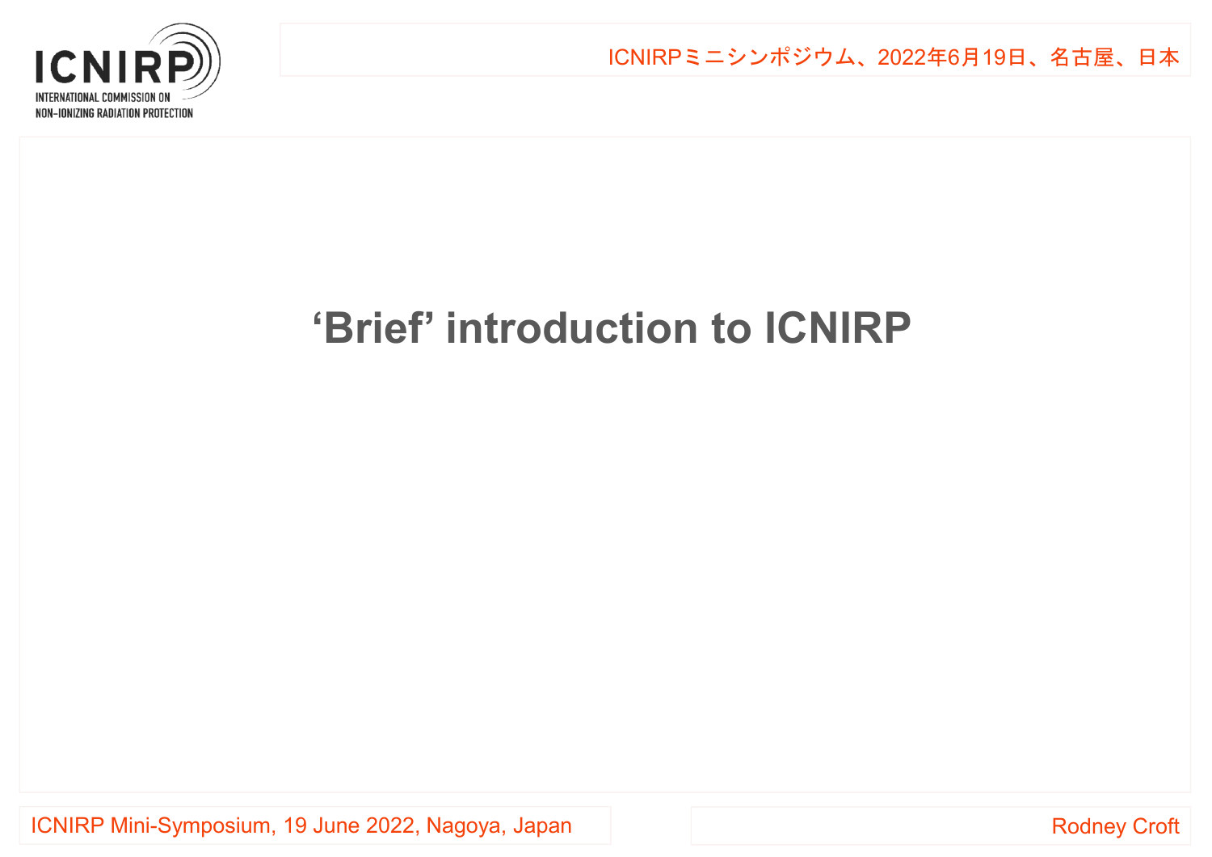# ‘Brief’ introduction to ICNIRP

Rodney Croft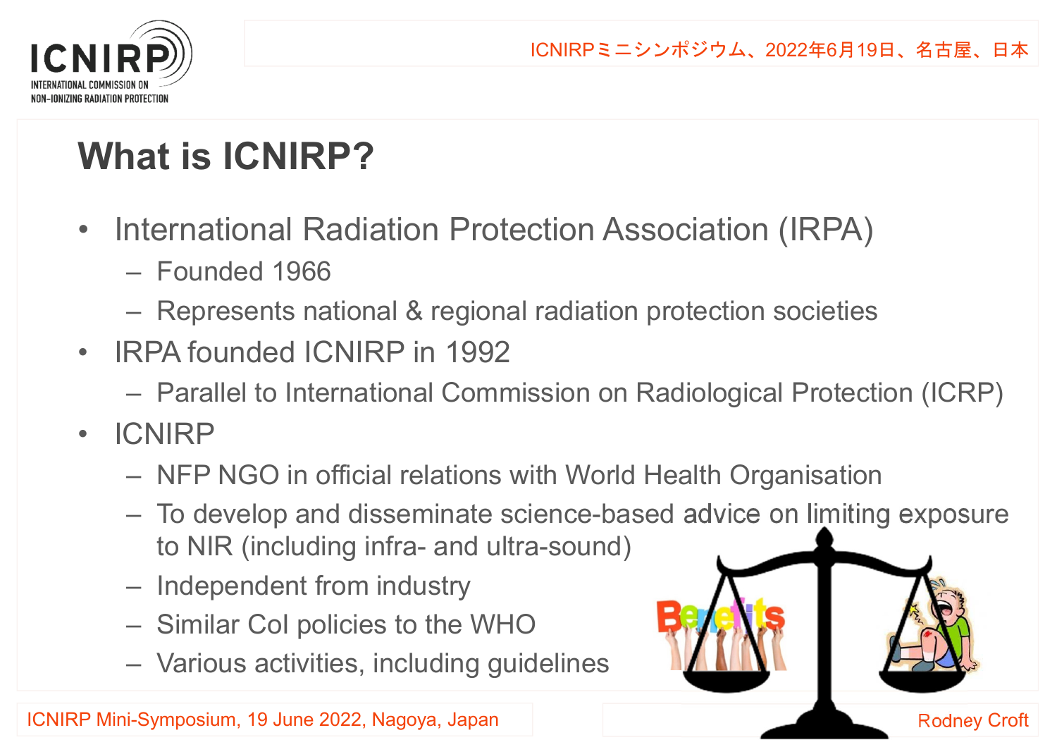# What is ICNIRP?

- International Radiation Protection Association (IRPA)
  - Founded 1966
  - Represents national & regional radiation protection societies
- IRPA founded ICNIRP in 1992
  - Parallel to International Commission on Radiological Protection (ICRP)
- ICNIRP
  - NFP NGO in official relations with World Health Organisation
  - To develop and disseminate science-based advice on limiting exposure to NIR (including infra- and ultra-sound)
  - Independent from industry
  - Similar CoI policies to the WHO
  - Various activities, including guidelines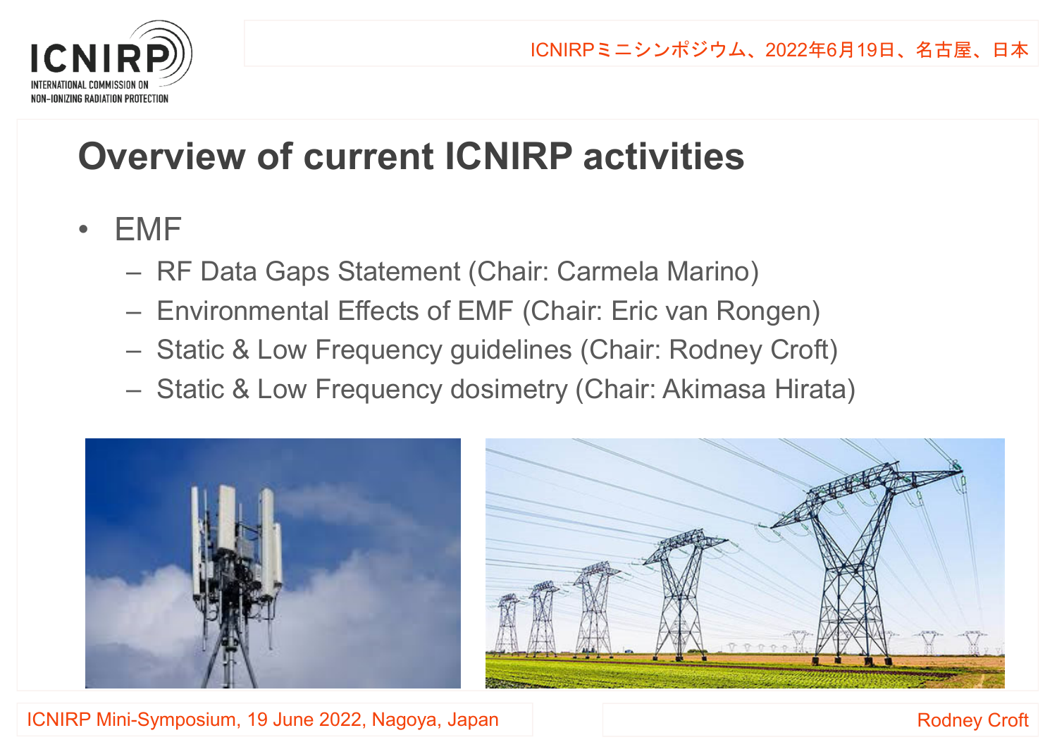# Overview of current ICNIRP activities

- EMF
  - RF Data Gaps Statement (Chair: Carmela Marino)
  - Environmental Effects of EMF (Chair: Eric van Rongen)
  - Static & Low Frequency guidelines (Chair: Rodney Croft)
  - Static & Low Frequency dosimetry (Chair: Akimasa Hirata)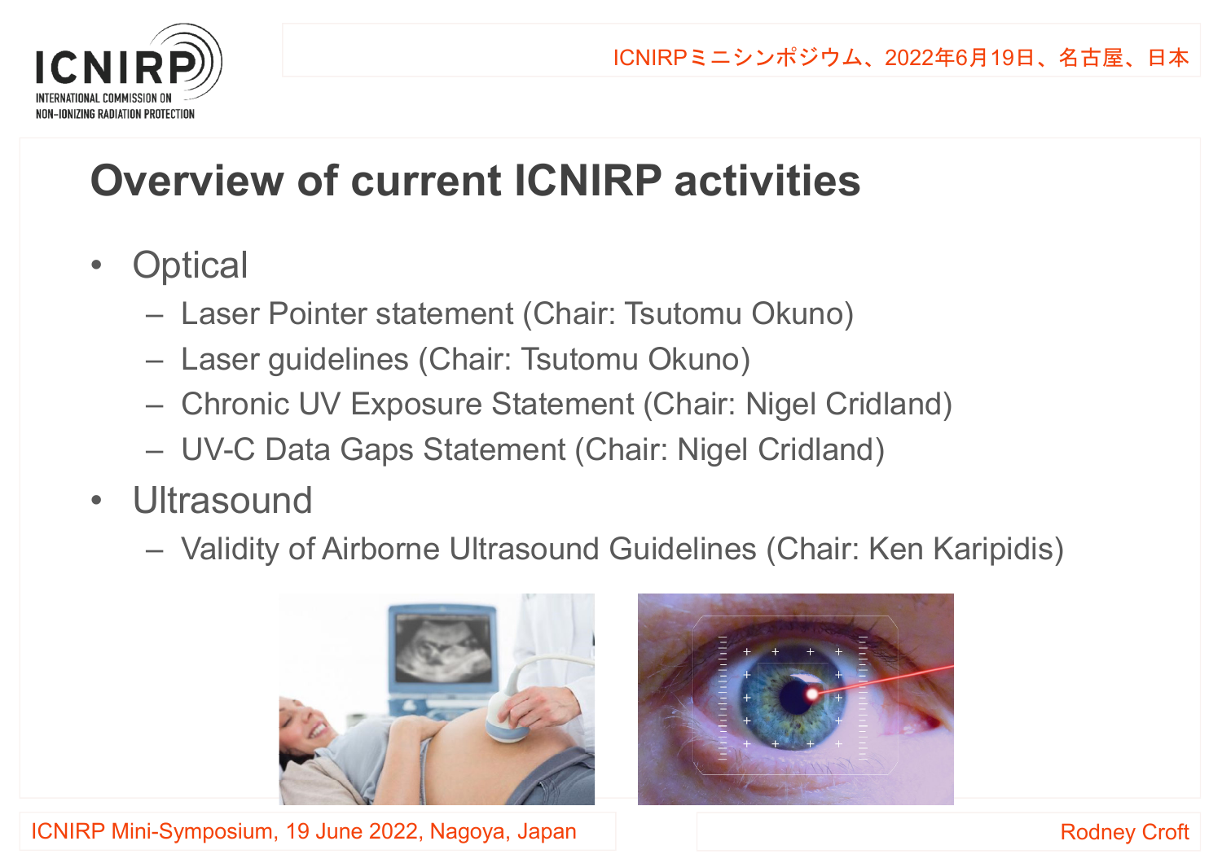# Overview of current ICNIRP activities

- Optical
  - Laser Pointer statement (Chair: Tsutomu Okuno)
  - Laser guidelines (Chair: Tsutomu Okuno)
  - Chronic UV Exposure Statement (Chair: Nigel Cridland)
  - UV-C Data Gaps Statement (Chair: Nigel Cridland)
- Ultrasound
  - Validity of Airborne Ultrasound Guidelines (Chair: Ken Karipidis)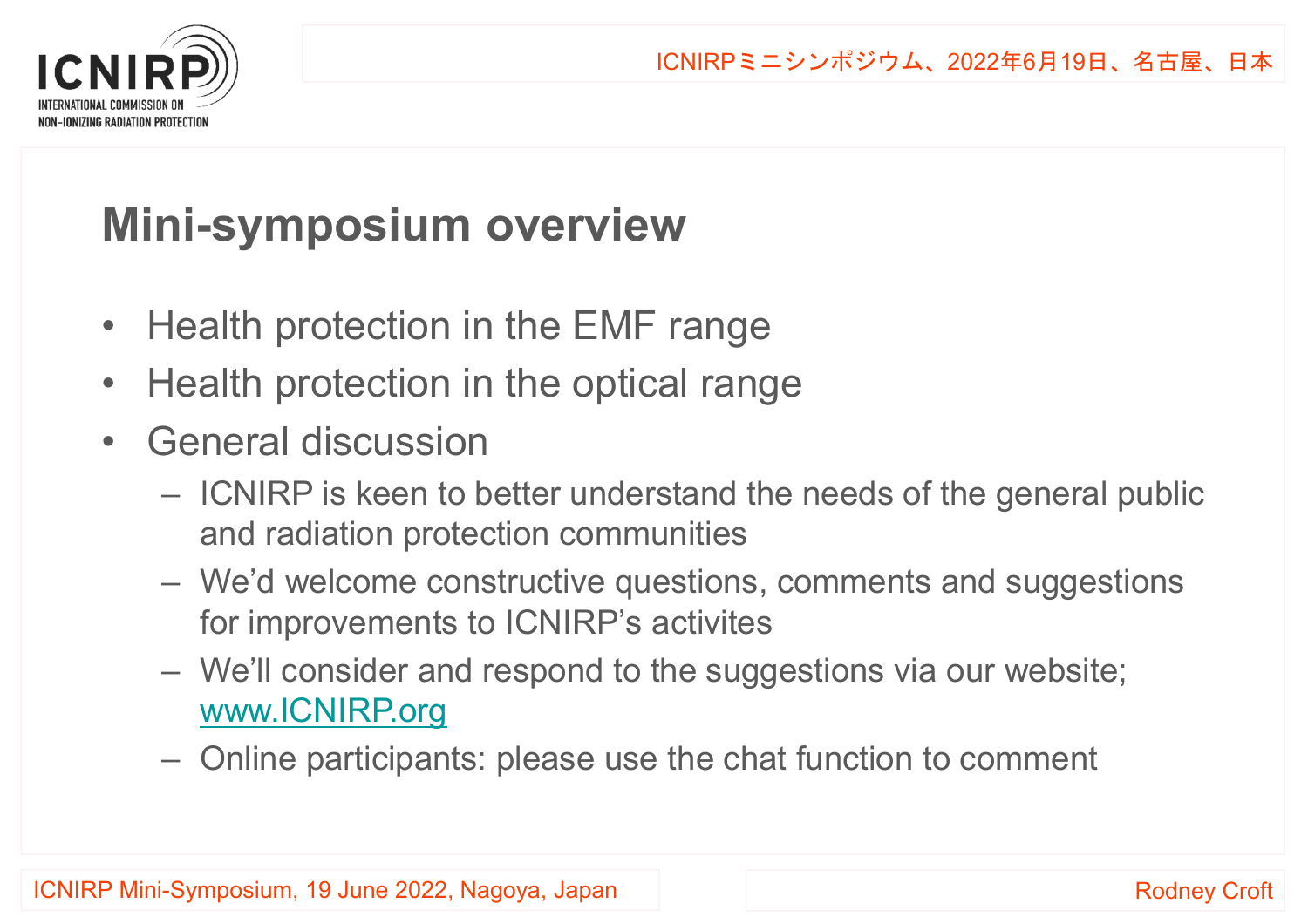# Mini-symposium overview

- Health protection in the EMF range
- Health protection in the optical range
- General discussion
  - ICNIRP is keen to better understand the needs of the general public and radiation protection communities
  - We'd welcome constructive questions, comments and suggestions for improvements to ICNIRP's activites
  - We'll consider and respond to the suggestions via our website; www.ICNIRP.org
  - Online participants: please use the chat function to comment